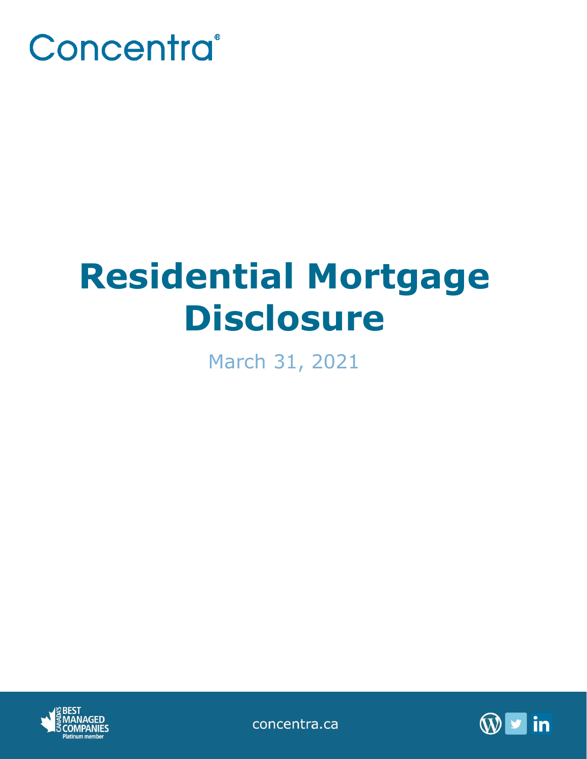Concentra®

# Residential Mortgage Disclosure

March 31, 2021

concentra.ca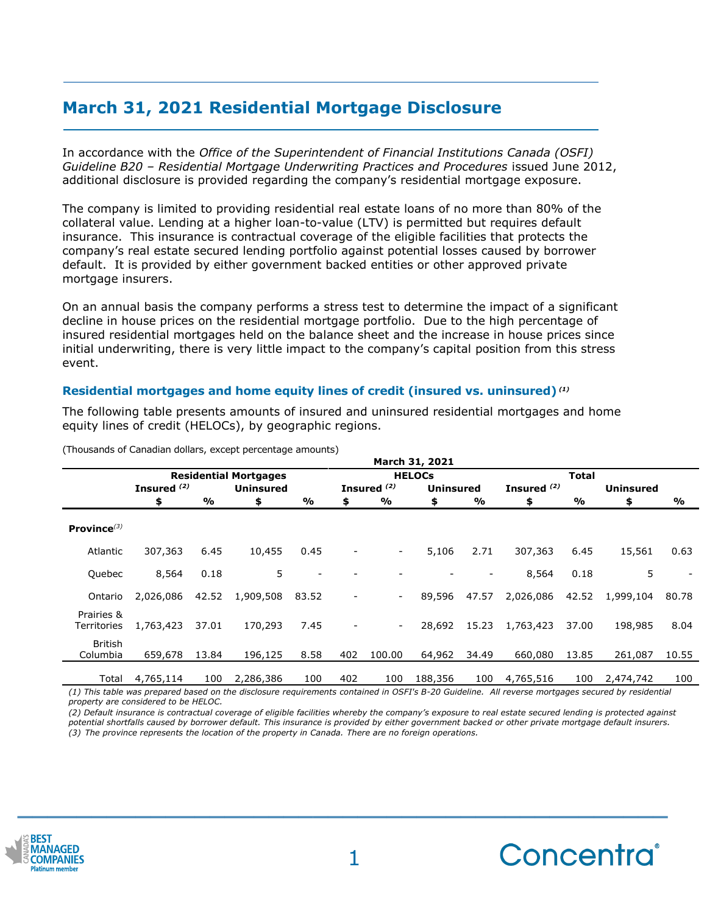# March 31, 2021 Residential Mortgage Disclosure

In accordance with the *Office of the Superintendent of Financial Institutions Canada (OSFI) Guideline B20 – Residential Mortgage Underwriting Practices and Procedures* issued June 2012, additional disclosure is provided regarding the company's residential mortgage exposure.

The company is limited to providing residential real estate loans of no more than 80% of the collateral value. Lending at a higher loan-to-value (LTV) is permitted but requires default insurance. This insurance is contractual coverage of the eligible facilities that protects the company's real estate secured lending portfolio against potential losses caused by borrower default. It is provided by either government backed entities or other approved private mortgage insurers.

On an annual basis the company performs a stress test to determine the impact of a significant decline in house prices on the residential mortgage portfolio. Due to the high percentage of insured residential mortgages held on the balance sheet and the increase in house prices since initial underwriting, there is very little impact to the company's capital position from this stress event.

### Residential mortgages and home equity lines of credit (insured vs. uninsured) [(1)]

The following table presents amounts of insured and uninsured residential mortgages and home equity lines of credit (HELOCs), by geographic regions.

(Thousands of Canadian dollars, except percentage amounts)

| | March 31, 2021 | | | | | | | | | | | |
|---|---|---|---|---|---|---|---|---|---|---|---|---|
| | Residential Mortgages | | | | HELOCs | | | | Total | | | |
| | Insured [(2)] | | Uninsured | | Insured [(2)] | | Uninsured | | Insured [(2)] | | Uninsured | |
| | $ | % | $ | % | $ | % | $ | % | $ | % | $ | % |
| **Province**[(3)] | | | | | | | | | | | | |
| Atlantic | 307,363 | 6.45 | 10,455 | 0.45 | - | - | 5,106 | 2.71 | 307,363 | 6.45 | 15,561 | 0.63 |
| Quebec | 8,564 | 0.18 | 5 | - | - | - | - | - | 8,564 | 0.18 | 5 | - |
| Ontario | 2,026,086 | 42.52 | 1,909,508 | 83.52 | - | - | 89,596 | 47.57 | 2,026,086 | 42.52 | 1,999,104 | 80.78 |
| Prairies & Territories | 1,763,423 | 37.01 | 170,293 | 7.45 | - | - | 28,692 | 15.23 | 1,763,423 | 37.00 | 198,985 | 8.04 |
| British Columbia | 659,678 | 13.84 | 196,125 | 8.58 | 402 | 100.00 | 64,962 | 34.49 | 660,080 | 13.85 | 261,087 | 10.55 |
| Total | 4,765,114 | 100 | 2,286,386 | 100 | 402 | 100 | 188,356 | 100 | 4,765,516 | 100 | 2,474,742 | 100 |

*(1) This table was prepared based on the disclosure requirements contained in OSFI's B-20 Guideline. All reverse mortgages secured by residential property are considered to be HELOC.*

*(2) Default insurance is contractual coverage of eligible facilities whereby the company's exposure to real estate secured lending is protected against potential shortfalls caused by borrower default. This insurance is provided by either government backed or other private mortgage default insurers.*

*(3) The province represents the location of the property in Canada. There are no foreign operations.*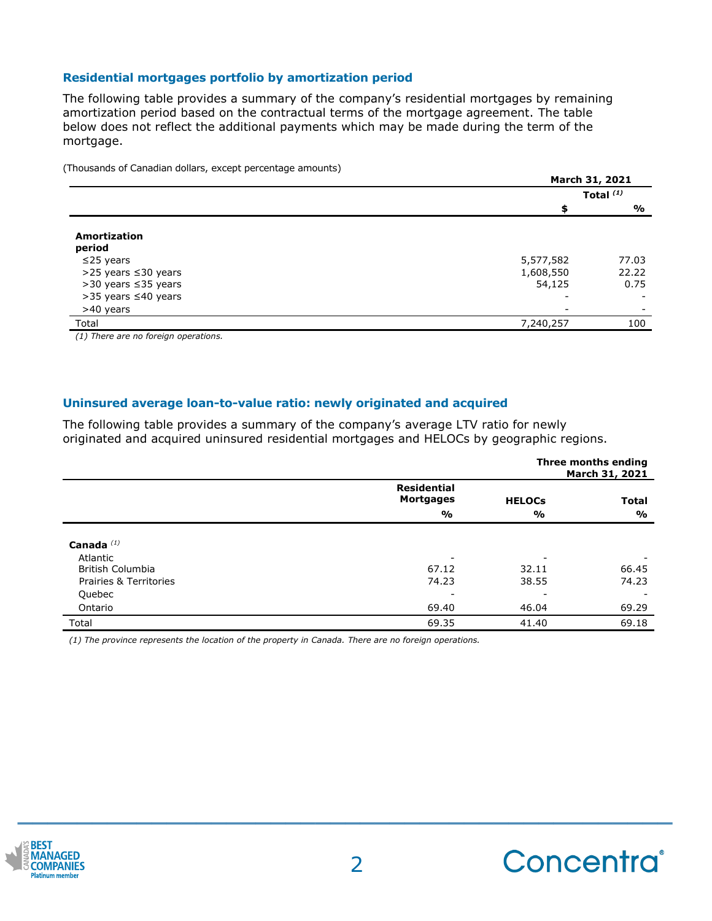## Residential mortgages portfolio by amortization period

The following table provides a summary of the company's residential mortgages by remaining amortization period based on the contractual terms of the mortgage agreement. The table below does not reflect the additional payments which may be made during the term of the mortgage.

(Thousands of Canadian dollars, except percentage amounts)

| | March 31, 2021 | |
|---|---|---|
| | Total (1) | |
| | $ | % |
| **Amortization period** | | |
| ≤25 years | 5,577,582 | 77.03 |
| >25 years ≤30 years | 1,608,550 | 22.22 |
| >30 years ≤35 years | 54,125 | 0.75 |
| >35 years ≤40 years | - | - |
| >40 years | - | - |
| Total | 7,240,257 | 100 |

*(1) There are no foreign operations.*

## Uninsured average loan-to-value ratio: newly originated and acquired

The following table provides a summary of the company's average LTV ratio for newly originated and acquired uninsured residential mortgages and HELOCs by geographic regions.

| | Three months ending March 31, 2021 | | |
|---|---|---|---|
| | Residential Mortgages | HELOCs | Total |
| | % | % | % |
| **Canada (1)** | | | |
| Atlantic | - | - | - |
| British Columbia | 67.12 | 32.11 | 66.45 |
| Prairies & Territories | 74.23 | 38.55 | 74.23 |
| Quebec | - | - | - |
| Ontario | 69.40 | 46.04 | 69.29 |
| Total | 69.35 | 41.40 | 69.18 |

*(1) The province represents the location of the property in Canada. There are no foreign operations.*